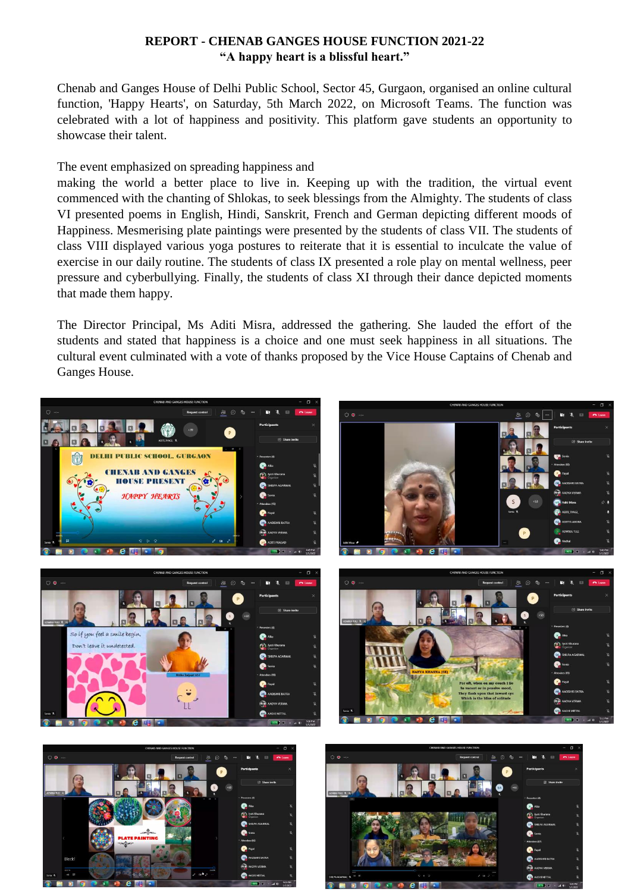# REPORT - CHENAB GANGES HOUSE FUNCTION 2021-22

## "A happy heart is a blissful heart."

Chenab and Ganges House of Delhi Public School, Sector 45, Gurgaon, organised an online cultural function, 'Happy Hearts', on Saturday, 5th March 2022, on Microsoft Teams. The function was celebrated with a lot of happiness and positivity. This platform gave students an opportunity to showcase their talent.

The event emphasized on spreading happiness and making the world a better place to live in. Keeping up with the tradition, the virtual event commenced with the chanting of Shlokas, to seek blessings from the Almighty. The students of class VI presented poems in English, Hindi, Sanskrit, French and German depicting different moods of Happiness. Mesmerising plate paintings were presented by the students of class VII. The students of class VIII displayed various yoga postures to reiterate that it is essential to inculcate the value of exercise in our daily routine. The students of class IX presented a role play on mental wellness, peer pressure and cyberbullying. Finally, the students of class XI through their dance depicted moments that made them happy.

The Director Principal, Ms Aditi Misra, addressed the gathering. She lauded the effort of the students and stated that happiness is a choice and one must seek happiness in all situations. The cultural event culminated with a vote of thanks proposed by the Vice House Captains of Chenab and Ganges House.